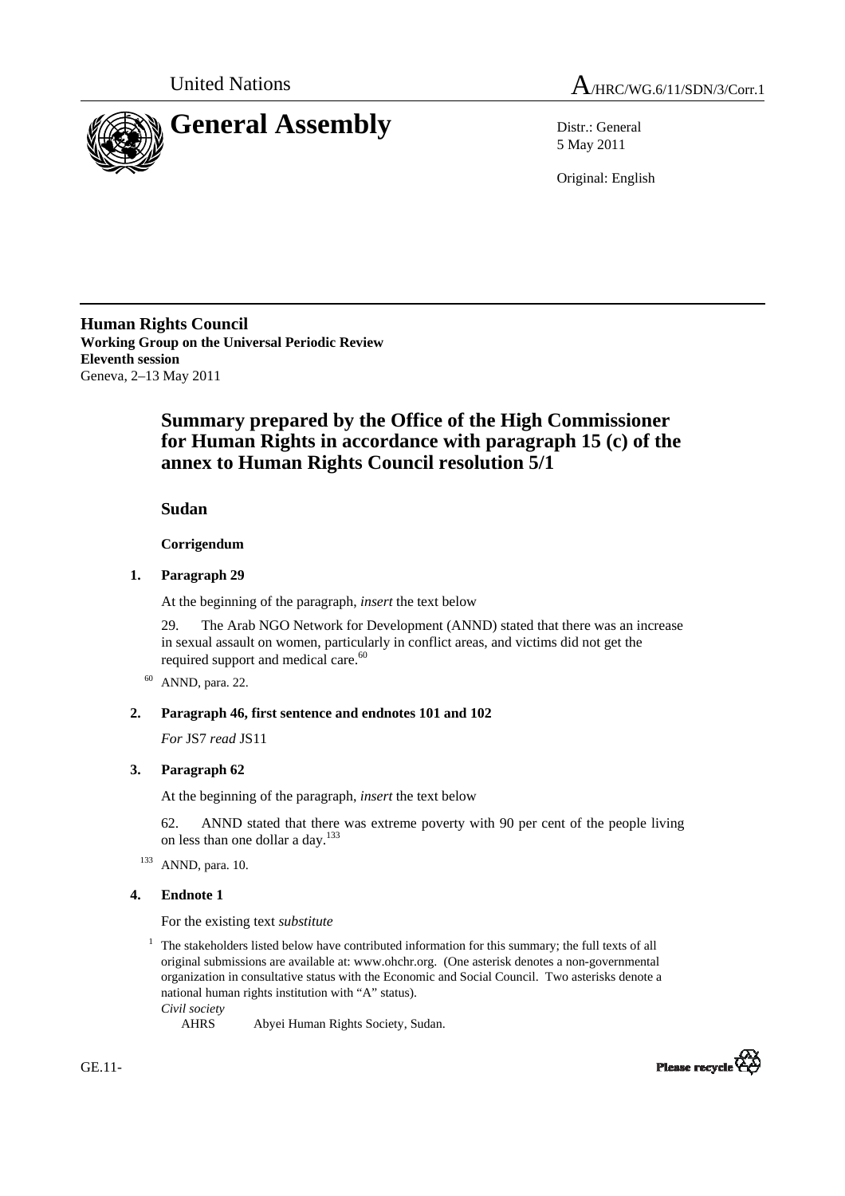United Nations

A/HRC/WG.6/11/SDN/3/Corr.1

# General Assembly

Distr.: General
5 May 2011

Original: English

**Human Rights Council**
**Working Group on the Universal Periodic Review**
**Eleventh session**
Geneva, 2–13 May 2011

## Summary prepared by the Office of the High Commissioner for Human Rights in accordance with paragraph 15 (c) of the annex to Human Rights Council resolution 5/1

### Sudan

**Corrigendum**

**1. Paragraph 29**

At the beginning of the paragraph, *insert* the text below

29. The Arab NGO Network for Development (ANND) stated that there was an increase in sexual assault on women, particularly in conflict areas, and victims did not get the required support and medical care.[60]

[60] ANND, para. 22.

**2. Paragraph 46, first sentence and endnotes 101 and 102**

*For* JS7 *read* JS11

**3. Paragraph 62**

At the beginning of the paragraph, *insert* the text below

62. ANND stated that there was extreme poverty with 90 per cent of the people living on less than one dollar a day.[133]

[133] ANND, para. 10.

**4. Endnote 1**

For the existing text *substitute*

[1] The stakeholders listed below have contributed information for this summary; the full texts of all original submissions are available at: www.ohchr.org. (One asterisk denotes a non-governmental organization in consultative status with the Economic and Social Council. Two asterisks denote a national human rights institution with "A" status).

*Civil society*

AHRS Abyei Human Rights Society, Sudan.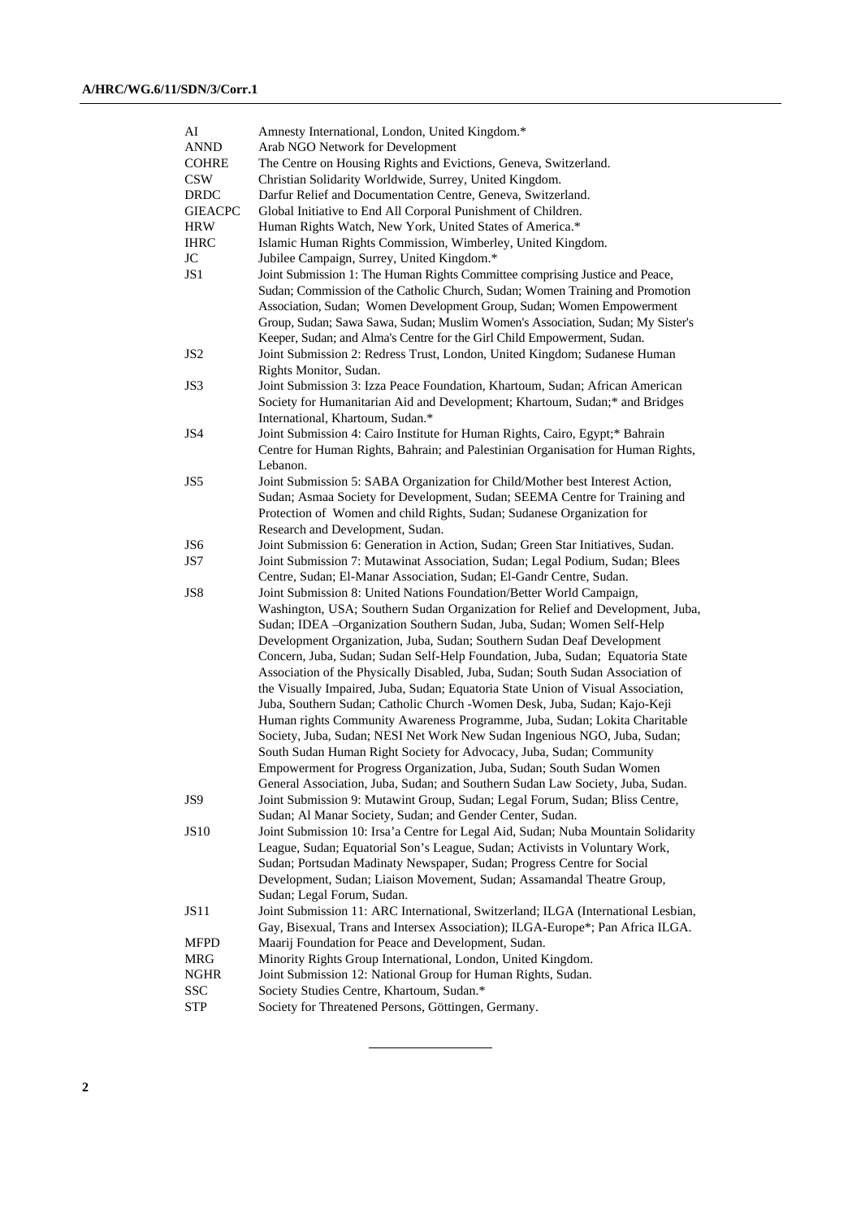| | |
|---|---|
| AI | Amnesty International, London, United Kingdom.* |
| ANND | Arab NGO Network for Development |
| COHRE | The Centre on Housing Rights and Evictions, Geneva, Switzerland. |
| CSW | Christian Solidarity Worldwide, Surrey, United Kingdom. |
| DRDC | Darfur Relief and Documentation Centre, Geneva, Switzerland. |
| GIEACPC | Global Initiative to End All Corporal Punishment of Children. |
| HRW | Human Rights Watch, New York, United States of America.* |
| IHRC | Islamic Human Rights Commission, Wimberley, United Kingdom. |
| JC | Jubilee Campaign, Surrey, United Kingdom.* |
| JS1 | Joint Submission 1: The Human Rights Committee comprising Justice and Peace, Sudan; Commission of the Catholic Church, Sudan; Women Training and Promotion Association, Sudan; Women Development Group, Sudan; Women Empowerment Group, Sudan; Sawa Sawa, Sudan; Muslim Women's Association, Sudan; My Sister's Keeper, Sudan; and Alma's Centre for the Girl Child Empowerment, Sudan. |
| JS2 | Joint Submission 2: Redress Trust, London, United Kingdom; Sudanese Human Rights Monitor, Sudan. |
| JS3 | Joint Submission 3: Izza Peace Foundation, Khartoum, Sudan; African American Society for Humanitarian Aid and Development; Khartoum, Sudan;* and Bridges International, Khartoum, Sudan.* |
| JS4 | Joint Submission 4: Cairo Institute for Human Rights, Cairo, Egypt;* Bahrain Centre for Human Rights, Bahrain; and Palestinian Organisation for Human Rights, Lebanon. |
| JS5 | Joint Submission 5: SABA Organization for Child/Mother best Interest Action, Sudan; Asmaa Society for Development, Sudan; SEEMA Centre for Training and Protection of Women and child Rights, Sudan; Sudanese Organization for Research and Development, Sudan. |
| JS6 | Joint Submission 6: Generation in Action, Sudan; Green Star Initiatives, Sudan. |
| JS7 | Joint Submission 7: Mutawinat Association, Sudan; Legal Podium, Sudan; Blees Centre, Sudan; El-Manar Association, Sudan; El-Gandr Centre, Sudan. |
| JS8 | Joint Submission 8: United Nations Foundation/Better World Campaign, Washington, USA; Southern Sudan Organization for Relief and Development, Juba, Sudan; IDEA –Organization Southern Sudan, Juba, Sudan; Women Self-Help Development Organization, Juba, Sudan; Southern Sudan Deaf Development Concern, Juba, Sudan; Sudan Self-Help Foundation, Juba, Sudan; Equatoria State Association of the Physically Disabled, Juba, Sudan; South Sudan Association of the Visually Impaired, Juba, Sudan; Equatoria State Union of Visual Association, Juba, Southern Sudan; Catholic Church -Women Desk, Juba, Sudan; Kajo-Keji Human rights Community Awareness Programme, Juba, Sudan; Lokita Charitable Society, Juba, Sudan; NESI Net Work New Sudan Ingenious NGO, Juba, Sudan; South Sudan Human Right Society for Advocacy, Juba, Sudan; Community Empowerment for Progress Organization, Juba, Sudan; South Sudan Women General Association, Juba, Sudan; and Southern Sudan Law Society, Juba, Sudan. |
| JS9 | Joint Submission 9: Mutawint Group, Sudan; Legal Forum, Sudan; Bliss Centre, Sudan; Al Manar Society, Sudan; and Gender Center, Sudan. |
| JS10 | Joint Submission 10: Irsa'a Centre for Legal Aid, Sudan; Nuba Mountain Solidarity League, Sudan; Equatorial Son's League, Sudan; Activists in Voluntary Work, Sudan; Portsudan Madinaty Newspaper, Sudan; Progress Centre for Social Development, Sudan; Liaison Movement, Sudan; Assamandal Theatre Group, Sudan; Legal Forum, Sudan. |
| JS11 | Joint Submission 11: ARC International, Switzerland; ILGA (International Lesbian, Gay, Bisexual, Trans and Intersex Association); ILGA-Europe*; Pan Africa ILGA. |
| MFPD | Maarij Foundation for Peace and Development, Sudan. |
| MRG | Minority Rights Group International, London, United Kingdom. |
| NGHR | Joint Submission 12: National Group for Human Rights, Sudan. |
| SSC | Society Studies Centre, Khartoum, Sudan.* |
| STP | Society for Threatened Persons, Göttingen, Germany. |